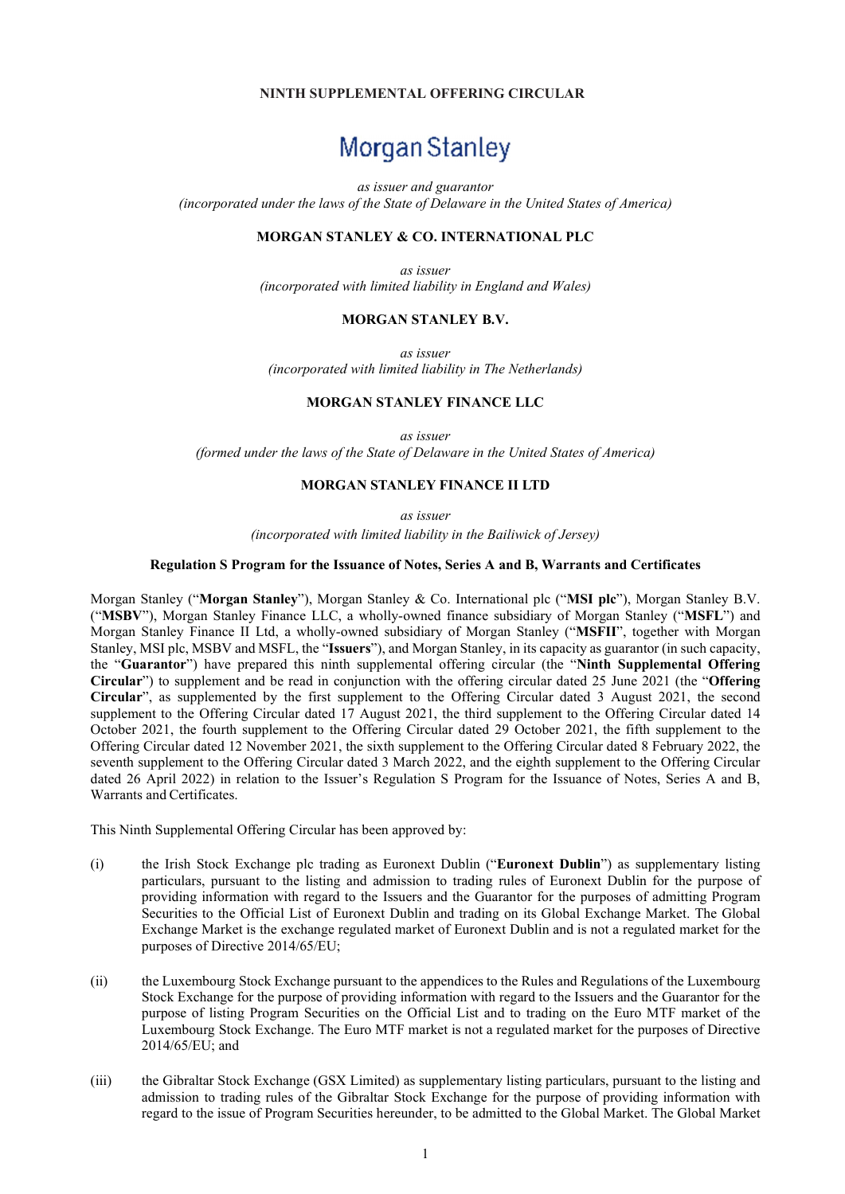**NINTH SUPPLEMENTAL OFFERING CIRCULAR**

# Morgan Stanley

*as issuer and guarantor*
*(incorporated under the laws of the State of Delaware in the United States of America)*

**MORGAN STANLEY & CO. INTERNATIONAL PLC**

*as issuer*
*(incorporated with limited liability in England and Wales)*

**MORGAN STANLEY B.V.**

*as issuer*
*(incorporated with limited liability in The Netherlands)*

**MORGAN STANLEY FINANCE LLC**

*as issuer*
*(formed under the laws of the State of Delaware in the United States of America)*

**MORGAN STANLEY FINANCE II LTD**

*as issuer*
*(incorporated with limited liability in the Bailiwick of Jersey)*

**Regulation S Program for the Issuance of Notes, Series A and B, Warrants and Certificates**

Morgan Stanley ("**Morgan Stanley**"), Morgan Stanley & Co. International plc ("**MSI plc**"), Morgan Stanley B.V. ("**MSBV**"), Morgan Stanley Finance LLC, a wholly-owned finance subsidiary of Morgan Stanley ("**MSFL**") and Morgan Stanley Finance II Ltd, a wholly-owned subsidiary of Morgan Stanley ("**MSFII**", together with Morgan Stanley, MSI plc, MSBV and MSFL, the "**Issuers**"), and Morgan Stanley, in its capacity as guarantor (in such capacity, the "**Guarantor**") have prepared this ninth supplemental offering circular (the "**Ninth Supplemental Offering Circular**") to supplement and be read in conjunction with the offering circular dated 25 June 2021 (the "**Offering Circular**", as supplemented by the first supplement to the Offering Circular dated 3 August 2021, the second supplement to the Offering Circular dated 17 August 2021, the third supplement to the Offering Circular dated 14 October 2021, the fourth supplement to the Offering Circular dated 29 October 2021, the fifth supplement to the Offering Circular dated 12 November 2021, the sixth supplement to the Offering Circular dated 8 February 2022, the seventh supplement to the Offering Circular dated 3 March 2022, and the eighth supplement to the Offering Circular dated 26 April 2022) in relation to the Issuer's Regulation S Program for the Issuance of Notes, Series A and B, Warrants and Certificates.

This Ninth Supplemental Offering Circular has been approved by:

(i) the Irish Stock Exchange plc trading as Euronext Dublin ("**Euronext Dublin**") as supplementary listing particulars, pursuant to the listing and admission to trading rules of Euronext Dublin for the purpose of providing information with regard to the Issuers and the Guarantor for the purposes of admitting Program Securities to the Official List of Euronext Dublin and trading on its Global Exchange Market. The Global Exchange Market is the exchange regulated market of Euronext Dublin and is not a regulated market for the purposes of Directive 2014/65/EU;

(ii) the Luxembourg Stock Exchange pursuant to the appendices to the Rules and Regulations of the Luxembourg Stock Exchange for the purpose of providing information with regard to the Issuers and the Guarantor for the purpose of listing Program Securities on the Official List and to trading on the Euro MTF market of the Luxembourg Stock Exchange. The Euro MTF market is not a regulated market for the purposes of Directive 2014/65/EU; and

(iii) the Gibraltar Stock Exchange (GSX Limited) as supplementary listing particulars, pursuant to the listing and admission to trading rules of the Gibraltar Stock Exchange for the purpose of providing information with regard to the issue of Program Securities hereunder, to be admitted to the Global Market. The Global Market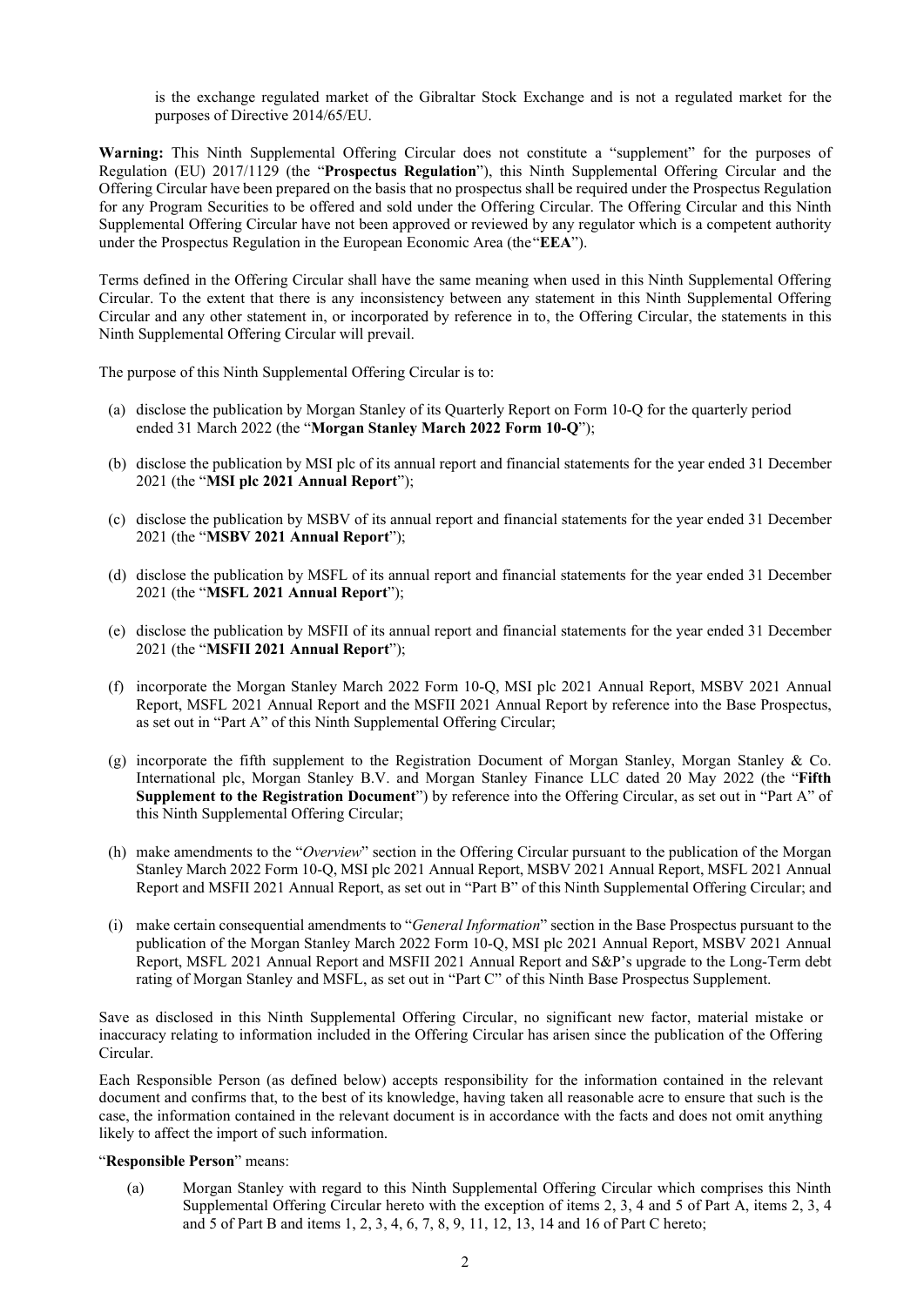is the exchange regulated market of the Gibraltar Stock Exchange and is not a regulated market for the purposes of Directive 2014/65/EU.

**Warning:** This Ninth Supplemental Offering Circular does not constitute a "supplement" for the purposes of Regulation (EU) 2017/1129 (the "**Prospectus Regulation**"), this Ninth Supplemental Offering Circular and the Offering Circular have been prepared on the basis that no prospectus shall be required under the Prospectus Regulation for any Program Securities to be offered and sold under the Offering Circular. The Offering Circular and this Ninth Supplemental Offering Circular have not been approved or reviewed by any regulator which is a competent authority under the Prospectus Regulation in the European Economic Area (the"**EEA**").

Terms defined in the Offering Circular shall have the same meaning when used in this Ninth Supplemental Offering Circular. To the extent that there is any inconsistency between any statement in this Ninth Supplemental Offering Circular and any other statement in, or incorporated by reference in to, the Offering Circular, the statements in this Ninth Supplemental Offering Circular will prevail.

The purpose of this Ninth Supplemental Offering Circular is to:

(a) disclose the publication by Morgan Stanley of its Quarterly Report on Form 10-Q for the quarterly period ended 31 March 2022 (the "**Morgan Stanley March 2022 Form 10-Q**");

(b) disclose the publication by MSI plc of its annual report and financial statements for the year ended 31 December 2021 (the "**MSI plc 2021 Annual Report**");

(c) disclose the publication by MSBV of its annual report and financial statements for the year ended 31 December 2021 (the "**MSBV 2021 Annual Report**");

(d) disclose the publication by MSFL of its annual report and financial statements for the year ended 31 December 2021 (the "**MSFL 2021 Annual Report**");

(e) disclose the publication by MSFII of its annual report and financial statements for the year ended 31 December 2021 (the "**MSFII 2021 Annual Report**");

(f) incorporate the Morgan Stanley March 2022 Form 10-Q, MSI plc 2021 Annual Report, MSBV 2021 Annual Report, MSFL 2021 Annual Report and the MSFII 2021 Annual Report by reference into the Base Prospectus, as set out in "Part A" of this Ninth Supplemental Offering Circular;

(g) incorporate the fifth supplement to the Registration Document of Morgan Stanley, Morgan Stanley & Co. International plc, Morgan Stanley B.V. and Morgan Stanley Finance LLC dated 20 May 2022 (the "**Fifth Supplement to the Registration Document**") by reference into the Offering Circular, as set out in "Part A" of this Ninth Supplemental Offering Circular;

(h) make amendments to the "*Overview*" section in the Offering Circular pursuant to the publication of the Morgan Stanley March 2022 Form 10-Q, MSI plc 2021 Annual Report, MSBV 2021 Annual Report, MSFL 2021 Annual Report and MSFII 2021 Annual Report, as set out in "Part B" of this Ninth Supplemental Offering Circular; and

(i) make certain consequential amendments to "*General Information*" section in the Base Prospectus pursuant to the publication of the Morgan Stanley March 2022 Form 10-Q, MSI plc 2021 Annual Report, MSBV 2021 Annual Report, MSFL 2021 Annual Report and MSFII 2021 Annual Report and S&P's upgrade to the Long-Term debt rating of Morgan Stanley and MSFL, as set out in "Part C" of this Ninth Base Prospectus Supplement.

Save as disclosed in this Ninth Supplemental Offering Circular, no significant new factor, material mistake or inaccuracy relating to information included in the Offering Circular has arisen since the publication of the Offering Circular.

Each Responsible Person (as defined below) accepts responsibility for the information contained in the relevant document and confirms that, to the best of its knowledge, having taken all reasonable acre to ensure that such is the case, the information contained in the relevant document is in accordance with the facts and does not omit anything likely to affect the import of such information.

"**Responsible Person**" means:

(a) Morgan Stanley with regard to this Ninth Supplemental Offering Circular which comprises this Ninth Supplemental Offering Circular hereto with the exception of items 2, 3, 4 and 5 of Part A, items 2, 3, 4 and 5 of Part B and items 1, 2, 3, 4, 6, 7, 8, 9, 11, 12, 13, 14 and 16 of Part C hereto;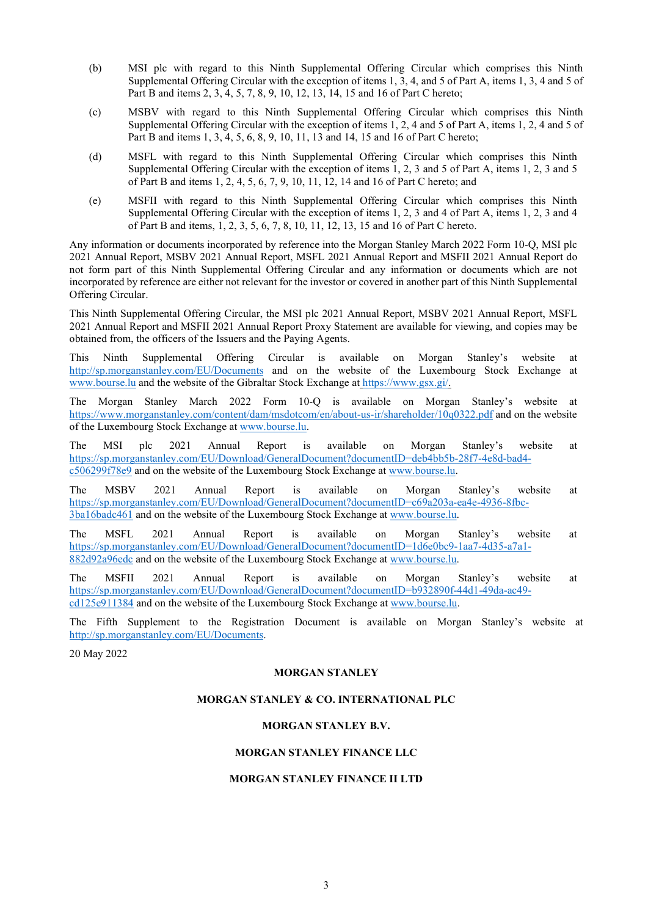(b) MSI plc with regard to this Ninth Supplemental Offering Circular which comprises this Ninth Supplemental Offering Circular with the exception of items 1, 3, 4, and 5 of Part A, items 1, 3, 4 and 5 of Part B and items 2, 3, 4, 5, 7, 8, 9, 10, 12, 13, 14, 15 and 16 of Part C hereto;

(c) MSBV with regard to this Ninth Supplemental Offering Circular which comprises this Ninth Supplemental Offering Circular with the exception of items 1, 2, 4 and 5 of Part A, items 1, 2, 4 and 5 of Part B and items 1, 3, 4, 5, 6, 8, 9, 10, 11, 13 and 14, 15 and 16 of Part C hereto;

(d) MSFL with regard to this Ninth Supplemental Offering Circular which comprises this Ninth Supplemental Offering Circular with the exception of items 1, 2, 3 and 5 of Part A, items 1, 2, 3 and 5 of Part B and items 1, 2, 4, 5, 6, 7, 9, 10, 11, 12, 14 and 16 of Part C hereto; and

(e) MSFII with regard to this Ninth Supplemental Offering Circular which comprises this Ninth Supplemental Offering Circular with the exception of items 1, 2, 3 and 4 of Part A, items 1, 2, 3 and 4 of Part B and items, 1, 2, 3, 5, 6, 7, 8, 10, 11, 12, 13, 15 and 16 of Part C hereto.

Any information or documents incorporated by reference into the Morgan Stanley March 2022 Form 10-Q, MSI plc 2021 Annual Report, MSBV 2021 Annual Report, MSFL 2021 Annual Report and MSFII 2021 Annual Report do not form part of this Ninth Supplemental Offering Circular and any information or documents which are not incorporated by reference are either not relevant for the investor or covered in another part of this Ninth Supplemental Offering Circular.

This Ninth Supplemental Offering Circular, the MSI plc 2021 Annual Report, MSBV 2021 Annual Report, MSFL 2021 Annual Report and MSFII 2021 Annual Report Proxy Statement are available for viewing, and copies may be obtained from, the officers of the Issuers and the Paying Agents.

This Ninth Supplemental Offering Circular is available on Morgan Stanley's website at http://sp.morganstanley.com/EU/Documents and on the website of the Luxembourg Stock Exchange at www.bourse.lu and the website of the Gibraltar Stock Exchange at https://www.gsx.gi/.

The Morgan Stanley March 2022 Form 10-Q is available on Morgan Stanley's website at https://www.morganstanley.com/content/dam/msdotcom/en/about-us-ir/shareholder/10q0322.pdf and on the website of the Luxembourg Stock Exchange at www.bourse.lu.

The MSI plc 2021 Annual Report is available on Morgan Stanley's website at https://sp.morganstanley.com/EU/Download/GeneralDocument?documentID=deb4bb5b-28f7-4e8d-bad4-c506299f78e9 and on the website of the Luxembourg Stock Exchange at www.bourse.lu.

The MSBV 2021 Annual Report is available on Morgan Stanley's website at https://sp.morganstanley.com/EU/Download/GeneralDocument?documentID=c69a203a-ea4e-4936-8fbc-3ba16badc461 and on the website of the Luxembourg Stock Exchange at www.bourse.lu.

The MSFL 2021 Annual Report is available on Morgan Stanley's website at https://sp.morganstanley.com/EU/Download/GeneralDocument?documentID=1d6e0bc9-1aa7-4d35-a7a1-882d92a96edc and on the website of the Luxembourg Stock Exchange at www.bourse.lu.

The MSFII 2021 Annual Report is available on Morgan Stanley's website at https://sp.morganstanley.com/EU/Download/GeneralDocument?documentID=b932890f-44d1-49da-ac49-cd125e911384 and on the website of the Luxembourg Stock Exchange at www.bourse.lu.

The Fifth Supplement to the Registration Document is available on Morgan Stanley's website at http://sp.morganstanley.com/EU/Documents.

20 May 2022

**MORGAN STANLEY**

**MORGAN STANLEY & CO. INTERNATIONAL PLC**

**MORGAN STANLEY B.V.**

**MORGAN STANLEY FINANCE LLC**

**MORGAN STANLEY FINANCE II LTD**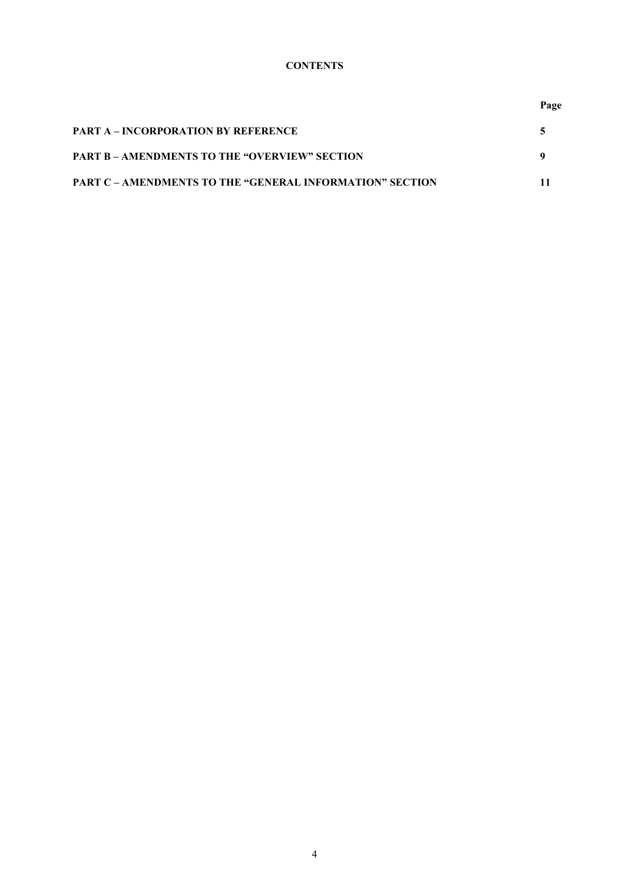**CONTENTS**

| | Page |
|---|---|
| **PART A – INCORPORATION BY REFERENCE** | **5** |
| **PART B – AMENDMENTS TO THE "OVERVIEW" SECTION** | **9** |
| **PART C – AMENDMENTS TO THE "GENERAL INFORMATION" SECTION** | **11** |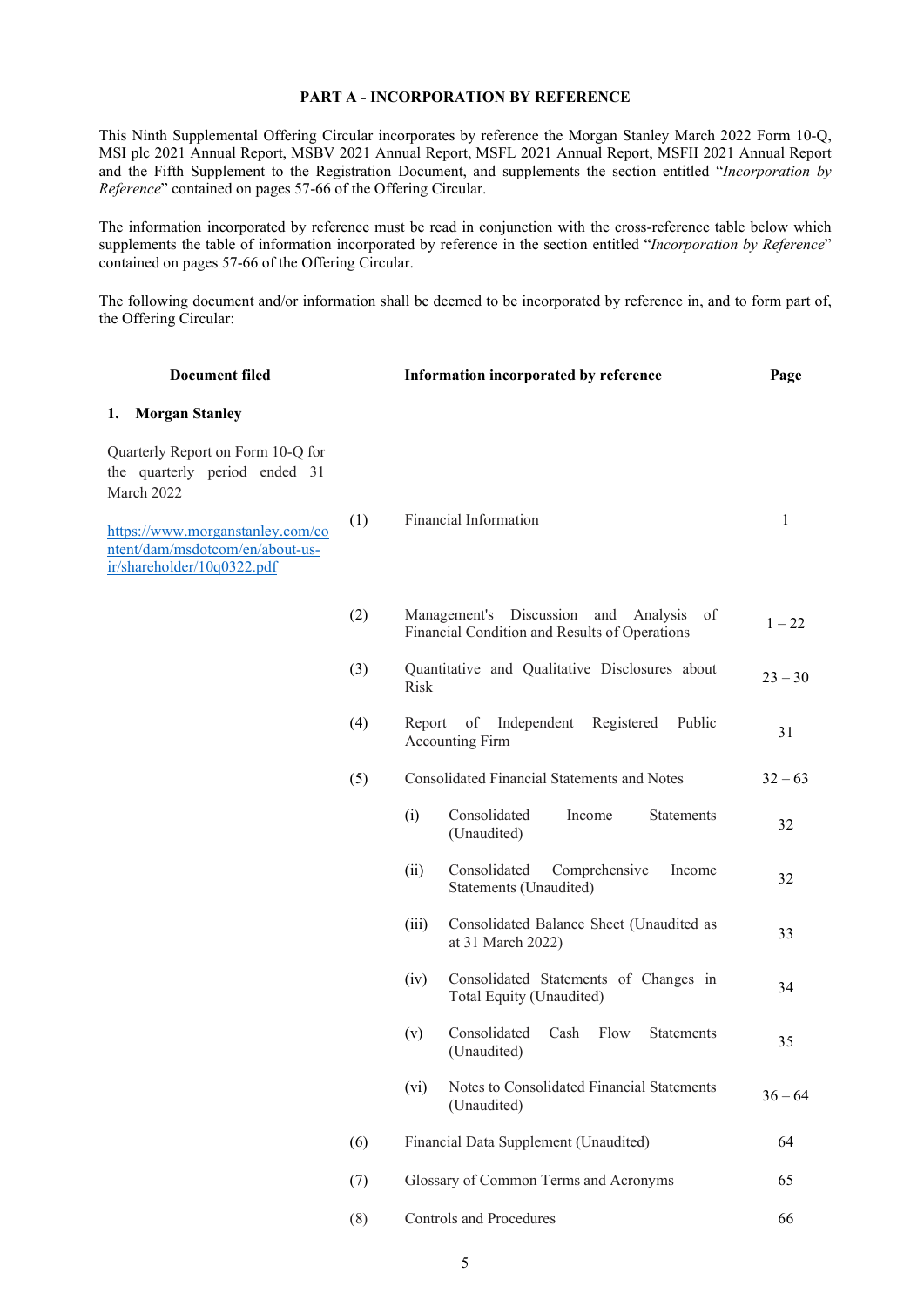**PART A - INCORPORATION BY REFERENCE**

This Ninth Supplemental Offering Circular incorporates by reference the Morgan Stanley March 2022 Form 10-Q, MSI plc 2021 Annual Report, MSBV 2021 Annual Report, MSFL 2021 Annual Report, MSFII 2021 Annual Report and the Fifth Supplement to the Registration Document, and supplements the section entitled "*Incorporation by Reference*" contained on pages 57-66 of the Offering Circular.

The information incorporated by reference must be read in conjunction with the cross-reference table below which supplements the table of information incorporated by reference in the section entitled "*Incorporation by Reference*" contained on pages 57-66 of the Offering Circular.

The following document and/or information shall be deemed to be incorporated by reference in, and to form part of, the Offering Circular:

| Document filed | | | Information incorporated by reference | Page |
|---|---|---|---|---|
| **1. Morgan Stanley** | | | | |
| Quarterly Report on Form 10-Q for the quarterly period ended 31 March 2022<br><br>https://www.morganstanley.com/content/dam/msdotcom/en/about-us-ir/shareholder/10q0322.pdf | (1) | | Financial Information | 1 |
| | (2) | | Management's Discussion and Analysis of Financial Condition and Results of Operations | 1 – 22 |
| | (3) | | Quantitative and Qualitative Disclosures about Risk | 23 – 30 |
| | (4) | | Report of Independent Registered Public Accounting Firm | 31 |
| | (5) | | Consolidated Financial Statements and Notes | 32 – 63 |
| | | (i) | Consolidated Income Statements (Unaudited) | 32 |
| | | (ii) | Consolidated Comprehensive Income Statements (Unaudited) | 32 |
| | | (iii) | Consolidated Balance Sheet (Unaudited as at 31 March 2022) | 33 |
| | | (iv) | Consolidated Statements of Changes in Total Equity (Unaudited) | 34 |
| | | (v) | Consolidated Cash Flow Statements (Unaudited) | 35 |
| | | (vi) | Notes to Consolidated Financial Statements (Unaudited) | 36 – 64 |
| | (6) | | Financial Data Supplement (Unaudited) | 64 |
| | (7) | | Glossary of Common Terms and Acronyms | 65 |
| | (8) | | Controls and Procedures | 66 |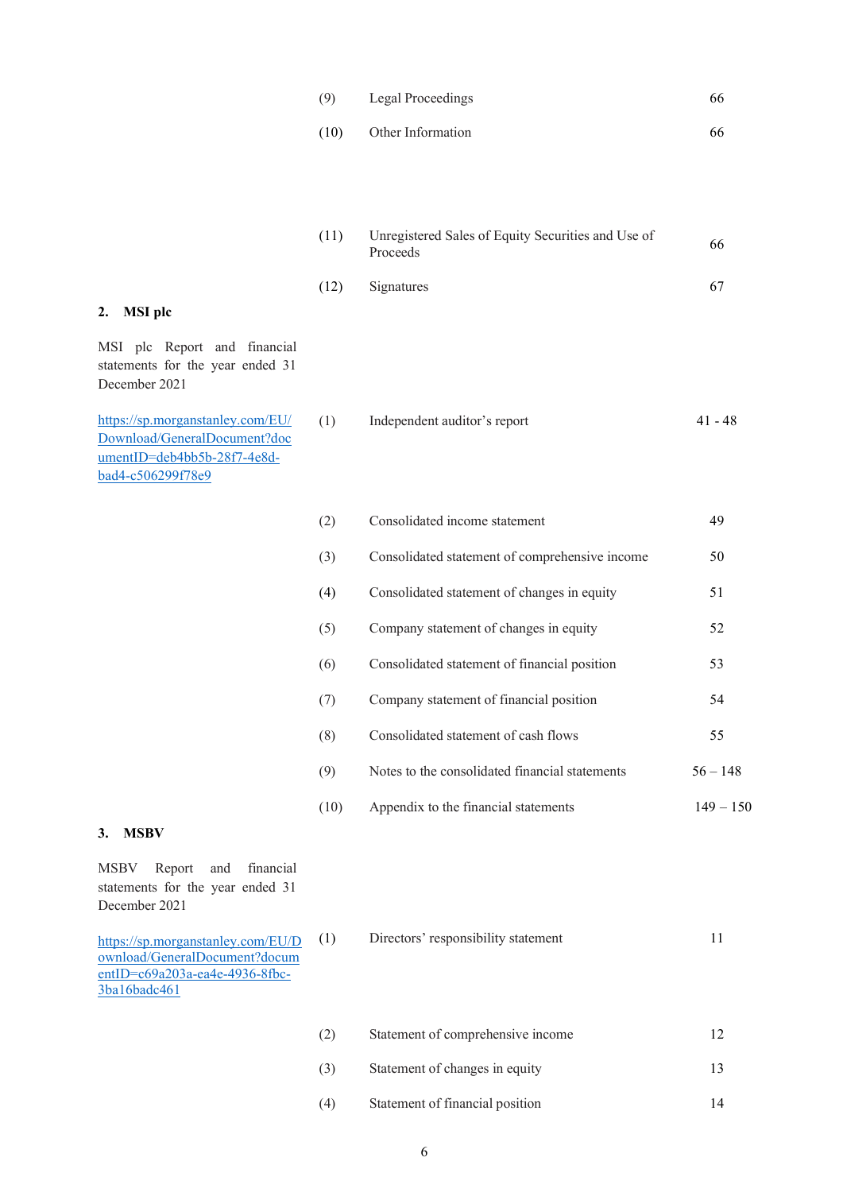| | | | |
|---|---|---|---|
| | (9) | Legal Proceedings | 66 |
| | (10) | Other Information | 66 |
| | (11) | Unregistered Sales of Equity Securities and Use of Proceeds | 66 |
| | (12) | Signatures | 67 |
| **2. MSI plc** | | | |
| MSI plc Report and financial statements for the year ended 31 December 2021 | | | |
| https://sp.morganstanley.com/EU/Download/GeneralDocument?documentID=deb4bb5b-28f7-4e8d-bad4-c506299f78e9 | (1) | Independent auditor's report | 41 - 48 |
| | (2) | Consolidated income statement | 49 |
| | (3) | Consolidated statement of comprehensive income | 50 |
| | (4) | Consolidated statement of changes in equity | 51 |
| | (5) | Company statement of changes in equity | 52 |
| | (6) | Consolidated statement of financial position | 53 |
| | (7) | Company statement of financial position | 54 |
| | (8) | Consolidated statement of cash flows | 55 |
| | (9) | Notes to the consolidated financial statements | 56 – 148 |
| | (10) | Appendix to the financial statements | 149 – 150 |
| **3. MSBV** | | | |
| MSBV Report and financial statements for the year ended 31 December 2021 | | | |
| https://sp.morganstanley.com/EU/Download/GeneralDocument?documentID=c69a203a-ea4e-4936-8fbc-3ba16badc461 | (1) | Directors' responsibility statement | 11 |
| | (2) | Statement of comprehensive income | 12 |
| | (3) | Statement of changes in equity | 13 |
| | (4) | Statement of financial position | 14 |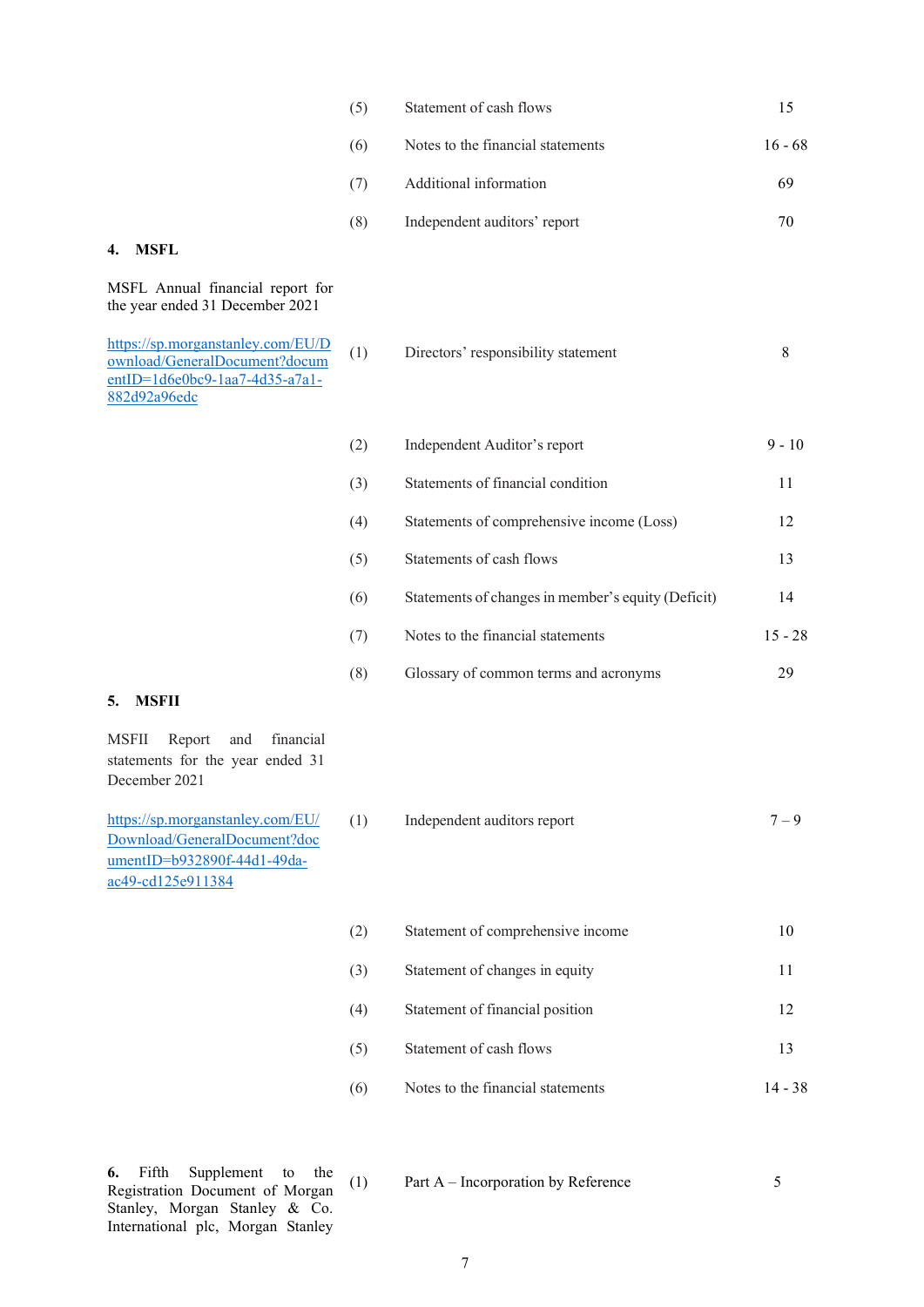| | | | |
|---|---|---|---|
| | (5) | Statement of cash flows | 15 |
| | (6) | Notes to the financial statements | 16 - 68 |
| | (7) | Additional information | 69 |
| | (8) | Independent auditors' report | 70 |
| **4. MSFL** | | | |
| MSFL Annual financial report for the year ended 31 December 2021 | | | |
| https://sp.morganstanley.com/EU/Download/GeneralDocument?documentID=1d6e0bc9-1aa7-4d35-a7a1-882d92a96edc | (1) | Directors' responsibility statement | 8 |
| | (2) | Independent Auditor's report | 9 - 10 |
| | (3) | Statements of financial condition | 11 |
| | (4) | Statements of comprehensive income (Loss) | 12 |
| | (5) | Statements of cash flows | 13 |
| | (6) | Statements of changes in member's equity (Deficit) | 14 |
| | (7) | Notes to the financial statements | 15 - 28 |
| | (8) | Glossary of common terms and acronyms | 29 |
| **5. MSFII** | | | |
| MSFII Report and financial statements for the year ended 31 December 2021 | | | |
| https://sp.morganstanley.com/EU/Download/GeneralDocument?documentID=b932890f-44d1-49da-ac49-cd125e911384 | (1) | Independent auditors report | 7 – 9 |
| | (2) | Statement of comprehensive income | 10 |
| | (3) | Statement of changes in equity | 11 |
| | (4) | Statement of financial position | 12 |
| | (5) | Statement of cash flows | 13 |
| | (6) | Notes to the financial statements | 14 - 38 |
| **6.** Fifth Supplement to the Registration Document of Morgan Stanley, Morgan Stanley & Co. International plc, Morgan Stanley | (1) | Part A – Incorporation by Reference | 5 |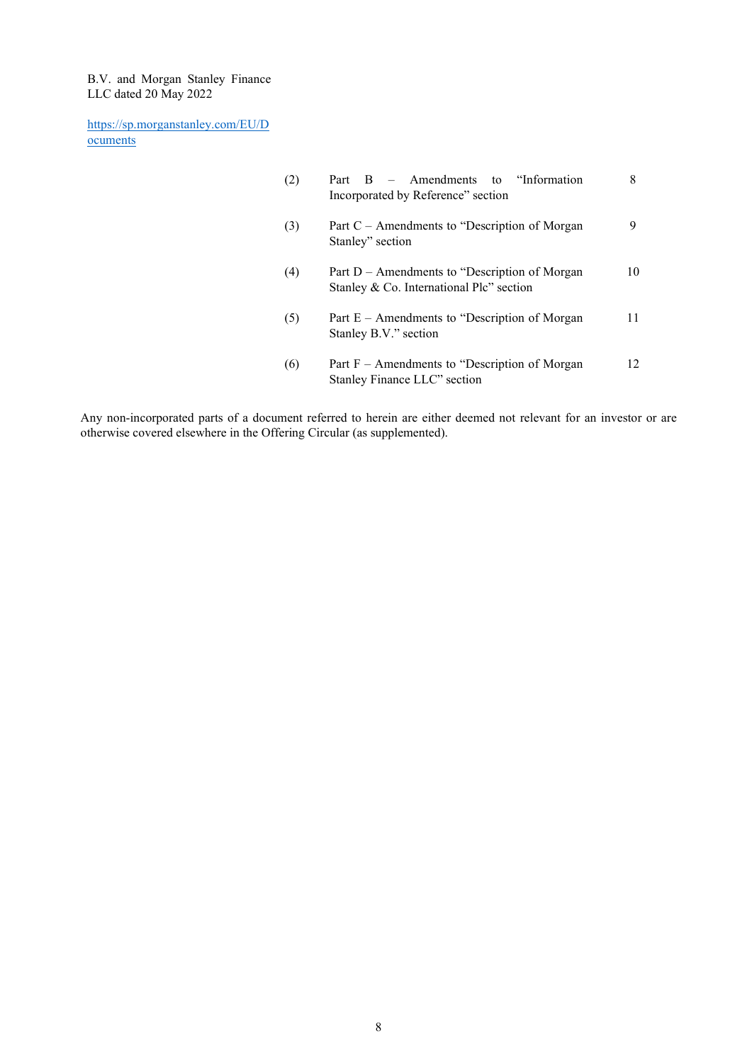B.V. and Morgan Stanley Finance LLC dated 20 May 2022

https://sp.morganstanley.com/EU/Documents

| | | |
|---|---|---|
| (2) | Part B – Amendments to "Information Incorporated by Reference" section | 8 |
| (3) | Part C – Amendments to "Description of Morgan Stanley" section | 9 |
| (4) | Part D – Amendments to "Description of Morgan Stanley & Co. International Plc" section | 10 |
| (5) | Part E – Amendments to "Description of Morgan Stanley B.V." section | 11 |
| (6) | Part F – Amendments to "Description of Morgan Stanley Finance LLC" section | 12 |

Any non-incorporated parts of a document referred to herein are either deemed not relevant for an investor or are otherwise covered elsewhere in the Offering Circular (as supplemented).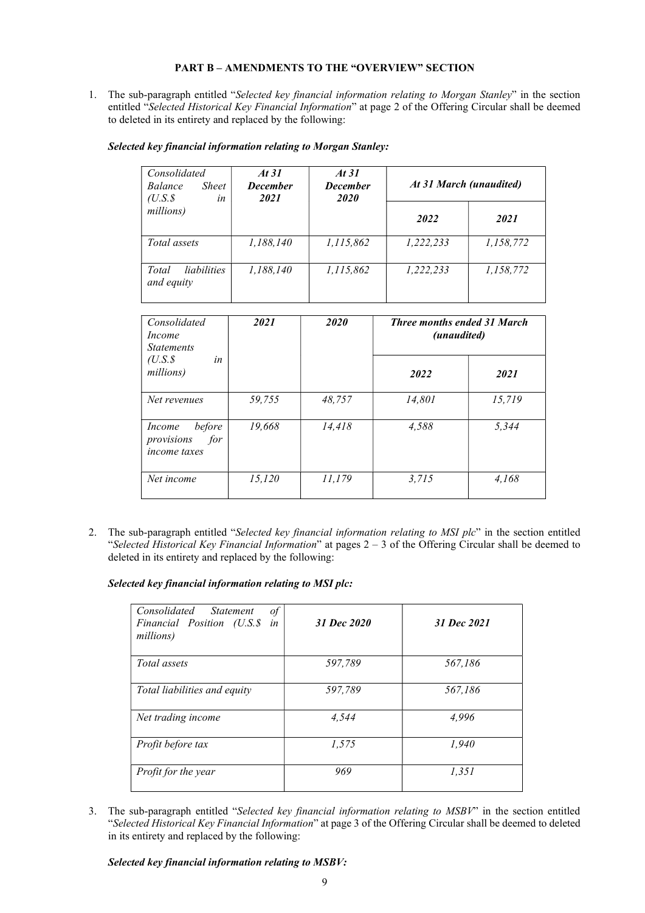**PART B – AMENDMENTS TO THE "OVERVIEW" SECTION**

1. The sub-paragraph entitled "*Selected key financial information relating to Morgan Stanley*" in the section entitled "*Selected Historical Key Financial Information*" at page 2 of the Offering Circular shall be deemed to deleted in its entirety and replaced by the following:

***Selected key financial information relating to Morgan Stanley:***

| *Consolidated Balance Sheet (U.S.$ in millions)* | ***At 31 December 2021*** | ***At 31 December 2020*** | ***At 31 March (unaudited)*** | |
|---|---|---|---|---|
| | | | ***2022*** | ***2021*** |
| *Total assets* | *1,188,140* | *1,115,862* | *1,222,233* | *1,158,772* |
| *Total liabilities and equity* | *1,188,140* | *1,115,862* | *1,222,233* | *1,158,772* |

| *Consolidated Income Statements (U.S.$ in millions)* | ***2021*** | ***2020*** | ***Three months ended 31 March (unaudited)*** | |
|---|---|---|---|---|
| | | | ***2022*** | ***2021*** |
| *Net revenues* | *59,755* | *48,757* | *14,801* | *15,719* |
| *Income before provisions for income taxes* | *19,668* | *14,418* | *4,588* | *5,344* |
| *Net income* | *15,120* | *11,179* | *3,715* | *4,168* |

2. The sub-paragraph entitled "*Selected key financial information relating to MSI plc*" in the section entitled "*Selected Historical Key Financial Information*" at pages 2 – 3 of the Offering Circular shall be deemed to deleted in its entirety and replaced by the following:

***Selected key financial information relating to MSI plc:***

| *Consolidated Statement of Financial Position (U.S.$ in millions)* | ***31 Dec 2020*** | ***31 Dec 2021*** |
|---|---|---|
| *Total assets* | *597,789* | *567,186* |
| *Total liabilities and equity* | *597,789* | *567,186* |
| *Net trading income* | *4,544* | *4,996* |
| *Profit before tax* | *1,575* | *1,940* |
| *Profit for the year* | *969* | *1,351* |

3. The sub-paragraph entitled "*Selected key financial information relating to MSBV*" in the section entitled "*Selected Historical Key Financial Information*" at page 3 of the Offering Circular shall be deemed to deleted in its entirety and replaced by the following:

***Selected key financial information relating to MSBV:***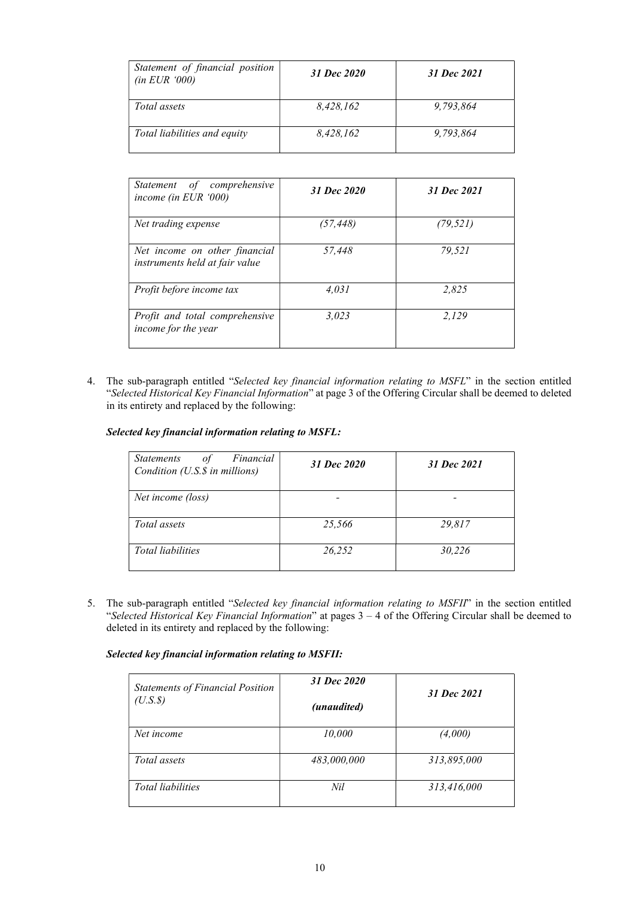| *Statement of financial position (in EUR '000)* | ***31 Dec 2020*** | ***31 Dec 2021*** |
|---|---|---|
| *Total assets* | *8,428,162* | *9,793,864* |
| *Total liabilities and equity* | *8,428,162* | *9,793,864* |

| *Statement of comprehensive income (in EUR '000)* | ***31 Dec 2020*** | ***31 Dec 2021*** |
|---|---|---|
| *Net trading expense* | *(57,448)* | *(79,521)* |
| *Net income on other financial instruments held at fair value* | *57,448* | *79,521* |
| *Profit before income tax* | *4,031* | *2,825* |
| *Profit and total comprehensive income for the year* | *3,023* | *2,129* |

4. The sub-paragraph entitled "*Selected key financial information relating to MSFL*" in the section entitled "*Selected Historical Key Financial Information*" at page 3 of the Offering Circular shall be deemed to deleted in its entirety and replaced by the following:

***Selected key financial information relating to MSFL:***

| *Statements of Financial Condition (U.S.$ in millions)* | ***31 Dec 2020*** | ***31 Dec 2021*** |
|---|---|---|
| *Net income (loss)* | - | - |
| *Total assets* | *25,566* | *29,817* |
| *Total liabilities* | *26,252* | *30,226* |

5. The sub-paragraph entitled "*Selected key financial information relating to MSFII*" in the section entitled "*Selected Historical Key Financial Information*" at pages 3 – 4 of the Offering Circular shall be deemed to deleted in its entirety and replaced by the following:

***Selected key financial information relating to MSFII:***

| *Statements of Financial Position (U.S.$)* | ***31 Dec 2020 (unaudited)*** | ***31 Dec 2021*** |
|---|---|---|
| *Net income* | *10,000* | *(4,000)* |
| *Total assets* | *483,000,000* | *313,895,000* |
| *Total liabilities* | *Nil* | *313,416,000* |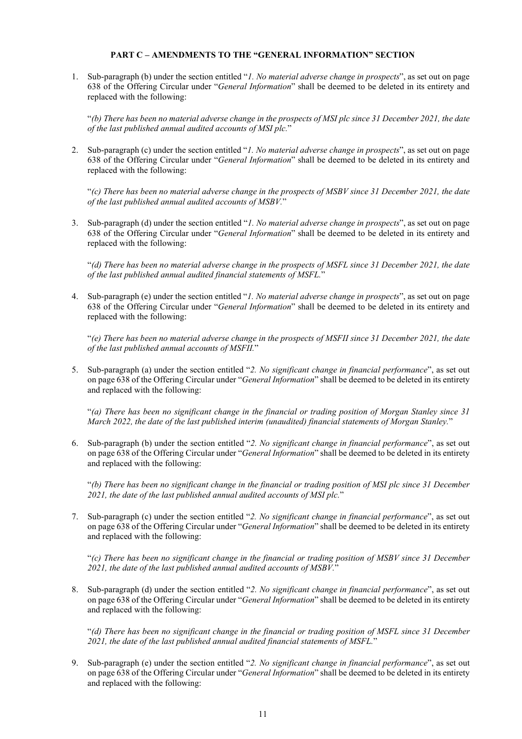**PART C – AMENDMENTS TO THE "GENERAL INFORMATION" SECTION**

1. Sub-paragraph (b) under the section entitled "*1. No material adverse change in prospects*", as set out on page 638 of the Offering Circular under "*General Information*" shall be deemed to be deleted in its entirety and replaced with the following:

   "*(b) There has been no material adverse change in the prospects of MSI plc since 31 December 2021, the date of the last published annual audited accounts of MSI plc.*"

2. Sub-paragraph (c) under the section entitled "*1. No material adverse change in prospects*", as set out on page 638 of the Offering Circular under "*General Information*" shall be deemed to be deleted in its entirety and replaced with the following:

   "*(c) There has been no material adverse change in the prospects of MSBV since 31 December 2021, the date of the last published annual audited accounts of MSBV.*"

3. Sub-paragraph (d) under the section entitled "*1. No material adverse change in prospects*", as set out on page 638 of the Offering Circular under "*General Information*" shall be deemed to be deleted in its entirety and replaced with the following:

   "*(d) There has been no material adverse change in the prospects of MSFL since 31 December 2021, the date of the last published annual audited financial statements of MSFL.*"

4. Sub-paragraph (e) under the section entitled "*1. No material adverse change in prospects*", as set out on page 638 of the Offering Circular under "*General Information*" shall be deemed to be deleted in its entirety and replaced with the following:

   "*(e) There has been no material adverse change in the prospects of MSFII since 31 December 2021, the date of the last published annual accounts of MSFII.*"

5. Sub-paragraph (a) under the section entitled "*2. No significant change in financial performance*", as set out on page 638 of the Offering Circular under "*General Information*" shall be deemed to be deleted in its entirety and replaced with the following:

   "*(a) There has been no significant change in the financial or trading position of Morgan Stanley since 31 March 2022, the date of the last published interim (unaudited) financial statements of Morgan Stanley.*"

6. Sub-paragraph (b) under the section entitled "*2. No significant change in financial performance*", as set out on page 638 of the Offering Circular under "*General Information*" shall be deemed to be deleted in its entirety and replaced with the following:

   "*(b) There has been no significant change in the financial or trading position of MSI plc since 31 December 2021, the date of the last published annual audited accounts of MSI plc.*"

7. Sub-paragraph (c) under the section entitled "*2. No significant change in financial performance*", as set out on page 638 of the Offering Circular under "*General Information*" shall be deemed to be deleted in its entirety and replaced with the following:

   "*(c) There has been no significant change in the financial or trading position of MSBV since 31 December 2021, the date of the last published annual audited accounts of MSBV.*"

8. Sub-paragraph (d) under the section entitled "*2. No significant change in financial performance*", as set out on page 638 of the Offering Circular under "*General Information*" shall be deemed to be deleted in its entirety and replaced with the following:

   "*(d) There has been no significant change in the financial or trading position of MSFL since 31 December 2021, the date of the last published annual audited financial statements of MSFL.*"

9. Sub-paragraph (e) under the section entitled "*2. No significant change in financial performance*", as set out on page 638 of the Offering Circular under "*General Information*" shall be deemed to be deleted in its entirety and replaced with the following: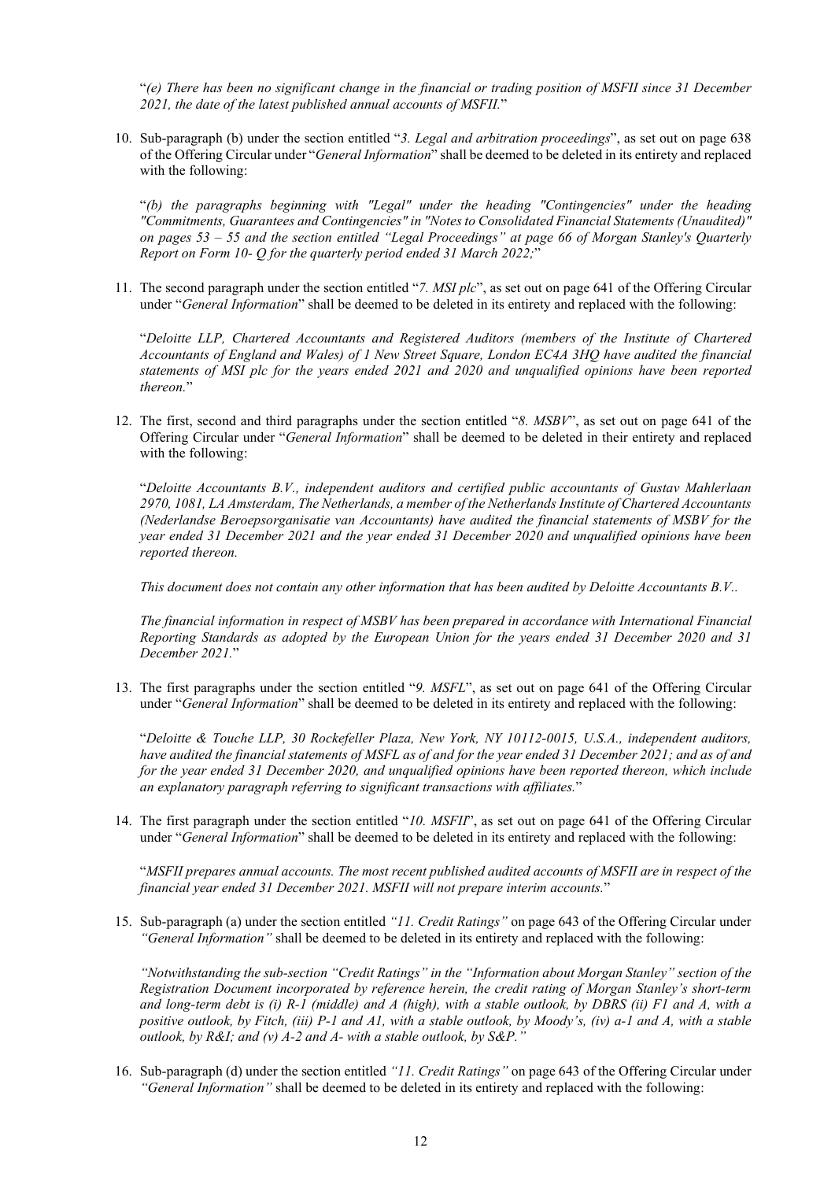"*(e) There has been no significant change in the financial or trading position of MSFII since 31 December 2021, the date of the latest published annual accounts of MSFII.*"

10. Sub-paragraph (b) under the section entitled "*3. Legal and arbitration proceedings*", as set out on page 638 of the Offering Circular under "*General Information*" shall be deemed to be deleted in its entirety and replaced with the following:

    "*(b) the paragraphs beginning with "Legal" under the heading "Contingencies" under the heading "Commitments, Guarantees and Contingencies" in "Notes to Consolidated Financial Statements (Unaudited)" on pages 53 – 55 and the section entitled "Legal Proceedings" at page 66 of Morgan Stanley's Quarterly Report on Form 10- Q for the quarterly period ended 31 March 2022;*"

11. The second paragraph under the section entitled "*7. MSI plc*", as set out on page 641 of the Offering Circular under "*General Information*" shall be deemed to be deleted in its entirety and replaced with the following:

    "*Deloitte LLP, Chartered Accountants and Registered Auditors (members of the Institute of Chartered Accountants of England and Wales) of 1 New Street Square, London EC4A 3HQ have audited the financial statements of MSI plc for the years ended 2021 and 2020 and unqualified opinions have been reported thereon.*"

12. The first, second and third paragraphs under the section entitled "*8. MSBV*", as set out on page 641 of the Offering Circular under "*General Information*" shall be deemed to be deleted in their entirety and replaced with the following:

    "*Deloitte Accountants B.V., independent auditors and certified public accountants of Gustav Mahlerlaan 2970, 1081, LA Amsterdam, The Netherlands, a member of the Netherlands Institute of Chartered Accountants (Nederlandse Beroepsorganisatie van Accountants) have audited the financial statements of MSBV for the year ended 31 December 2021 and the year ended 31 December 2020 and unqualified opinions have been reported thereon.*

    *This document does not contain any other information that has been audited by Deloitte Accountants B.V..*

    *The financial information in respect of MSBV has been prepared in accordance with International Financial Reporting Standards as adopted by the European Union for the years ended 31 December 2020 and 31 December 2021.*"

13. The first paragraphs under the section entitled "*9. MSFL*", as set out on page 641 of the Offering Circular under "*General Information*" shall be deemed to be deleted in its entirety and replaced with the following:

    "*Deloitte & Touche LLP, 30 Rockefeller Plaza, New York, NY 10112-0015, U.S.A., independent auditors, have audited the financial statements of MSFL as of and for the year ended 31 December 2021; and as of and for the year ended 31 December 2020, and unqualified opinions have been reported thereon, which include an explanatory paragraph referring to significant transactions with affiliates.*"

14. The first paragraph under the section entitled "*10. MSFII*", as set out on page 641 of the Offering Circular under "*General Information*" shall be deemed to be deleted in its entirety and replaced with the following:

    "*MSFII prepares annual accounts. The most recent published audited accounts of MSFII are in respect of the financial year ended 31 December 2021. MSFII will not prepare interim accounts.*"

15. Sub-paragraph (a) under the section entitled *"11. Credit Ratings"* on page 643 of the Offering Circular under *"General Information"* shall be deemed to be deleted in its entirety and replaced with the following:

    *"Notwithstanding the sub-section "Credit Ratings" in the "Information about Morgan Stanley" section of the Registration Document incorporated by reference herein, the credit rating of Morgan Stanley's short-term and long-term debt is (i) R-1 (middle) and A (high), with a stable outlook, by DBRS (ii) F1 and A, with a positive outlook, by Fitch, (iii) P-1 and A1, with a stable outlook, by Moody's, (iv) a-1 and A, with a stable outlook, by R&I; and (v) A-2 and A- with a stable outlook, by S&P."*

16. Sub-paragraph (d) under the section entitled *"11. Credit Ratings"* on page 643 of the Offering Circular under *"General Information"* shall be deemed to be deleted in its entirety and replaced with the following: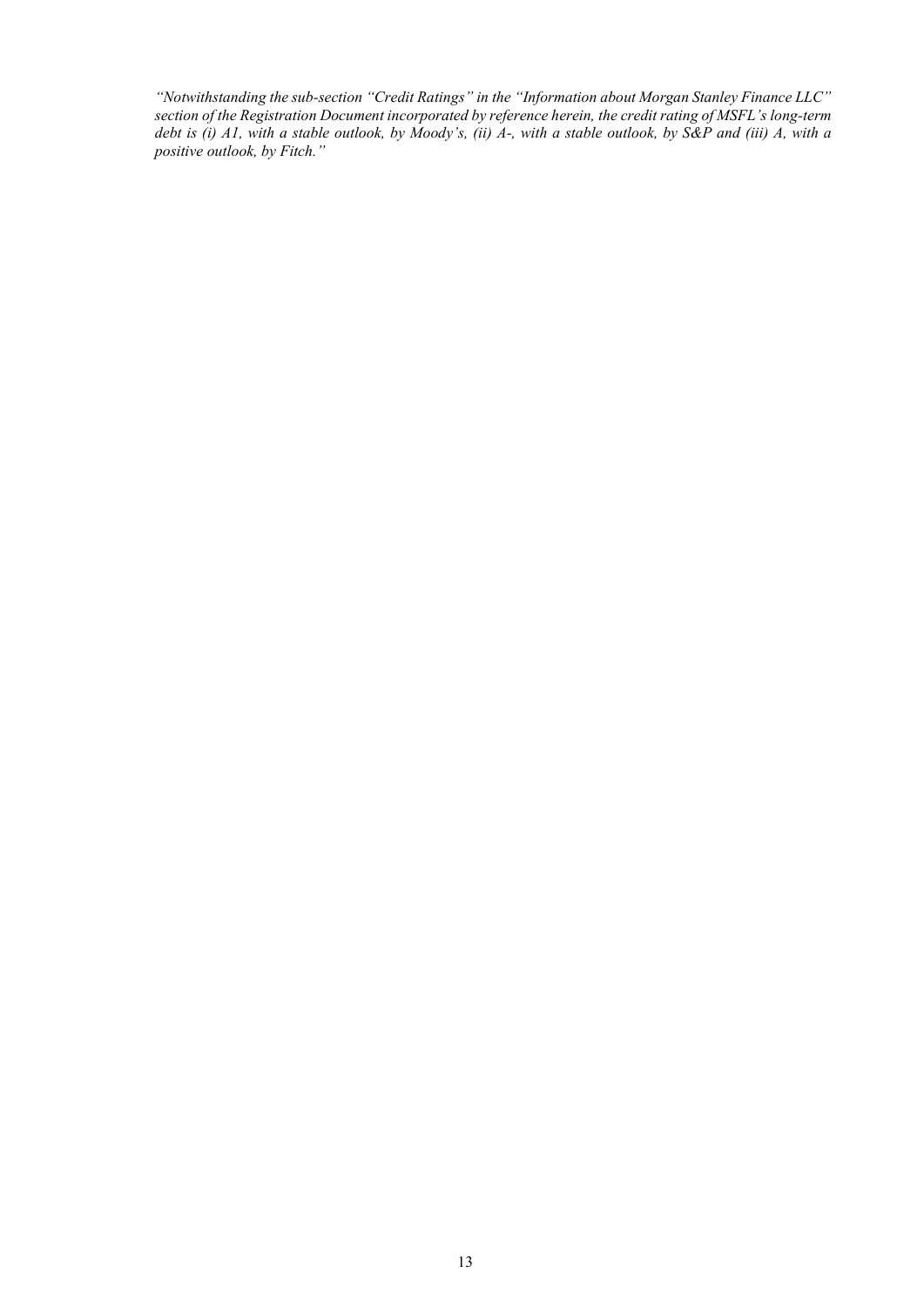*“Notwithstanding the sub-section “Credit Ratings” in the “Information about Morgan Stanley Finance LLC” section of the Registration Document incorporated by reference herein, the credit rating of MSFL’s long-term debt is (i) A1, with a stable outlook, by Moody’s, (ii) A-, with a stable outlook, by S&P and (iii) A, with a positive outlook, by Fitch.”*